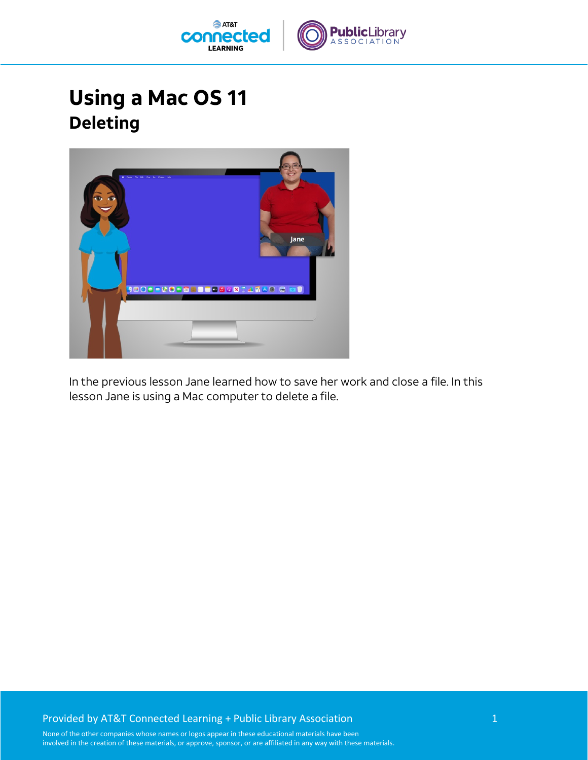# Using a Mac OS 11

## Deleting

In the previous lesson Jane learned how to save her work and close a file. In this lesson Jane is using a Mac computer to delete a file.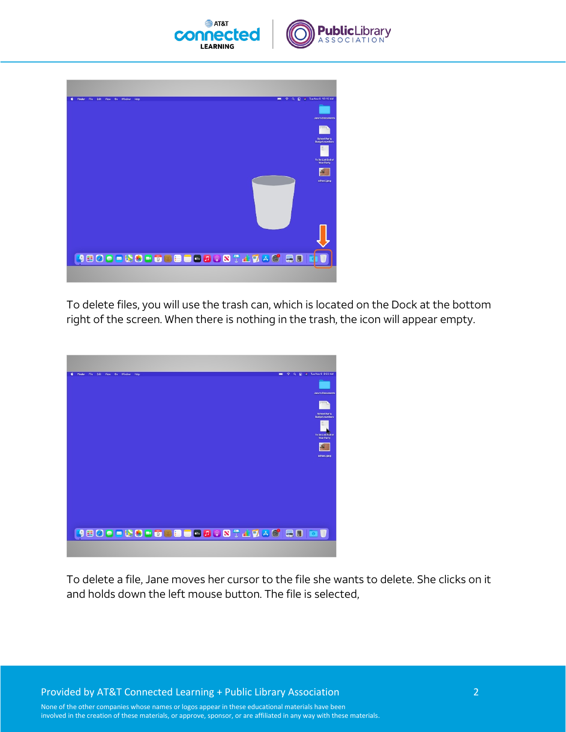To delete files, you will use the trash can, which is located on the Dock at the bottom right of the screen. When there is nothing in the trash, the icon will appear empty.

To delete a file, Jane moves her cursor to the file she wants to delete. She clicks on it and holds down the left mouse button. The file is selected,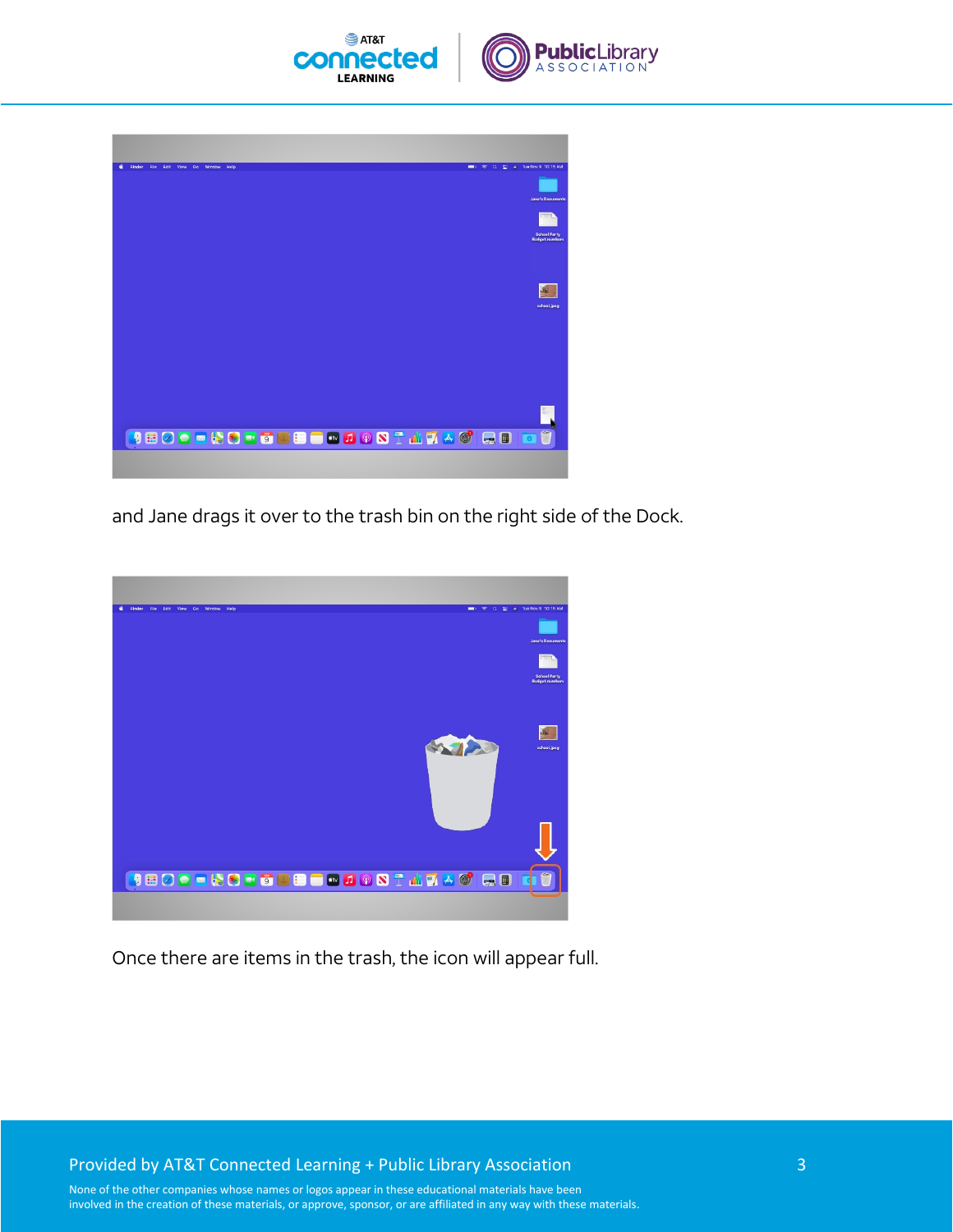and Jane drags it over to the trash bin on the right side of the Dock.

Once there are items in the trash, the icon will appear full.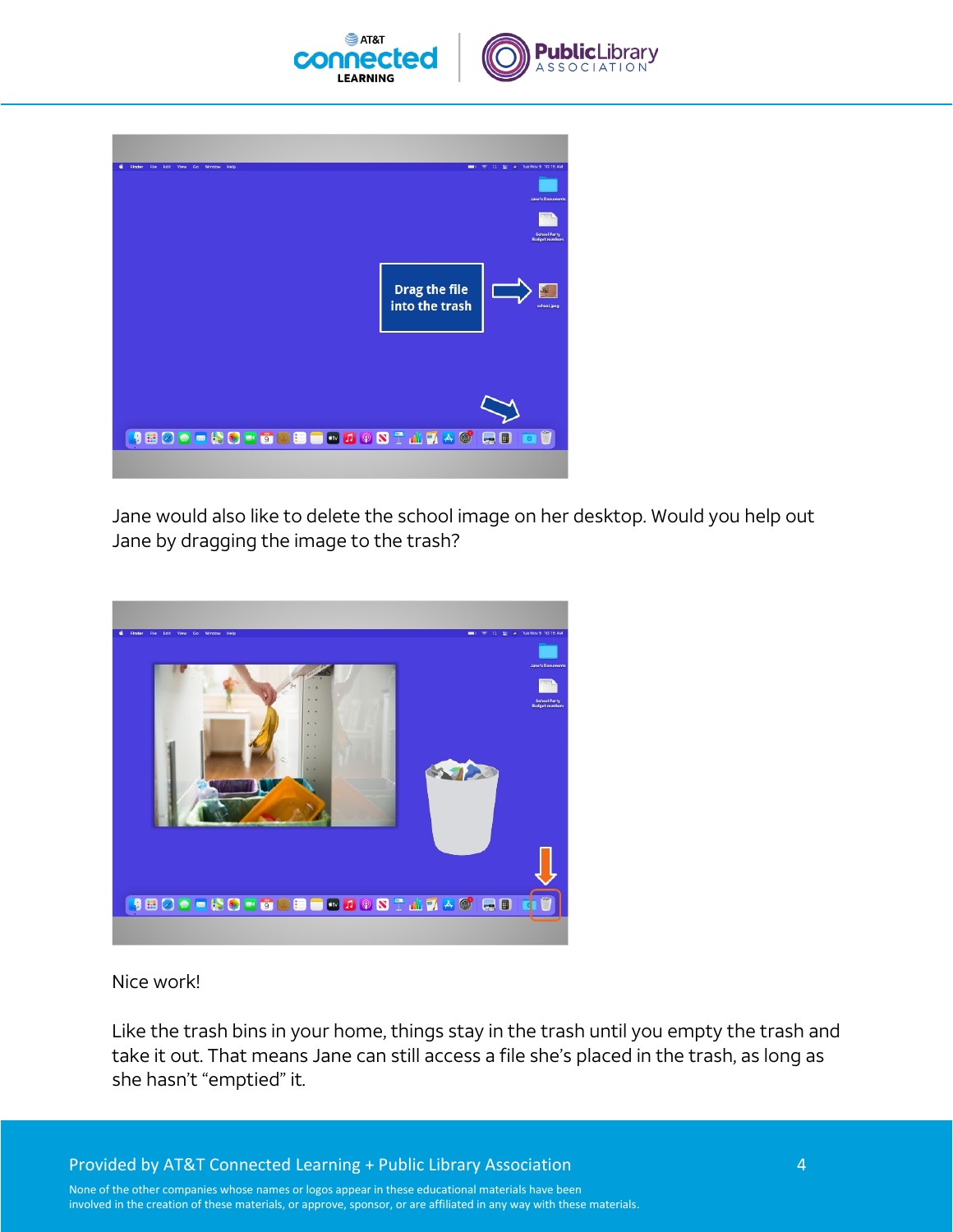Jane would also like to delete the school image on her desktop. Would you help out Jane by dragging the image to the trash?

Nice work!

Like the trash bins in your home, things stay in the trash until you empty the trash and take it out. That means Jane can still access a file she's placed in the trash, as long as she hasn't "emptied" it.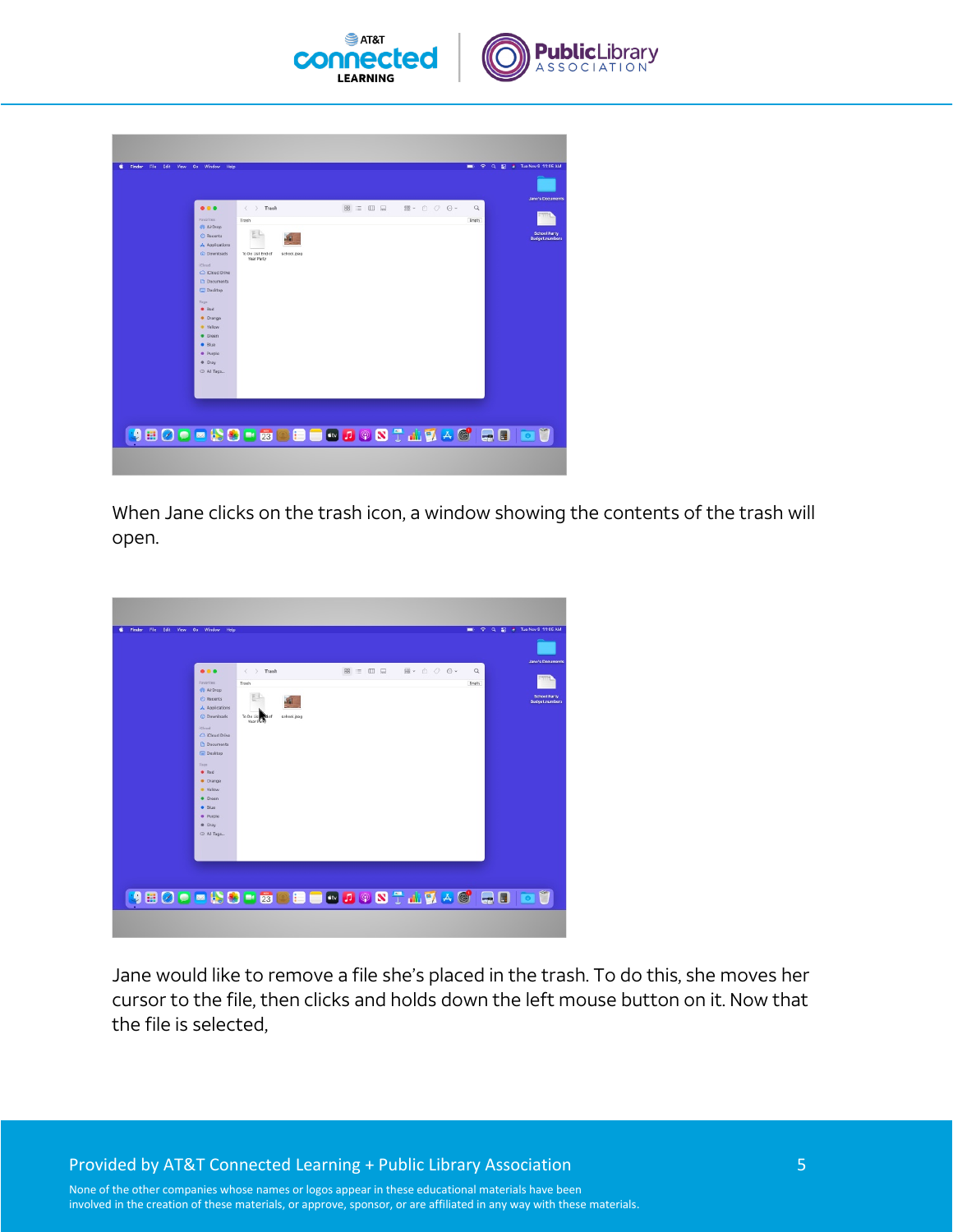When Jane clicks on the trash icon, a window showing the contents of the trash will open.

Jane would like to remove a file she's placed in the trash. To do this, she moves her cursor to the file, then clicks and holds down the left mouse button on it. Now that the file is selected,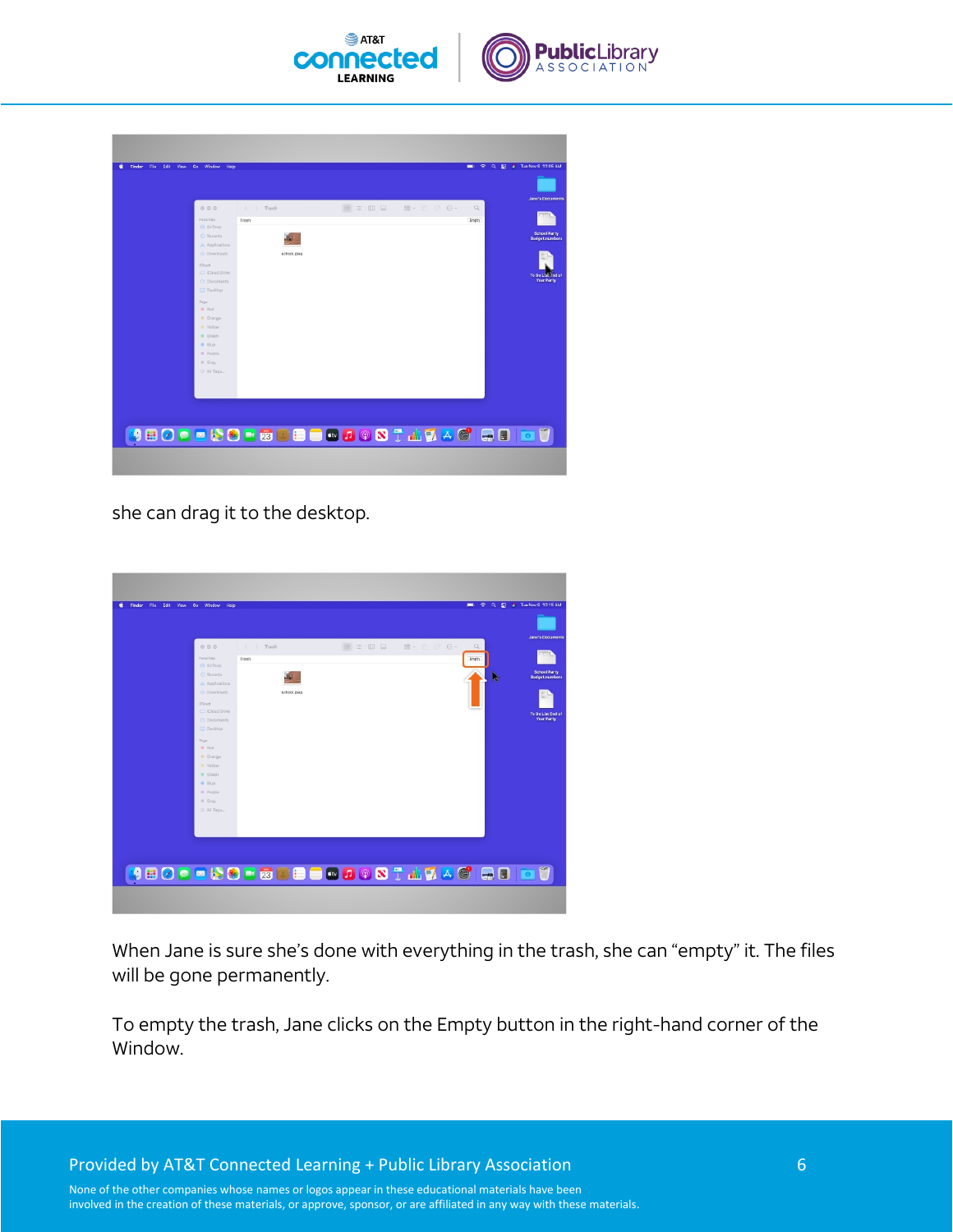she can drag it to the desktop.

When Jane is sure she's done with everything in the trash, she can "empty" it. The files will be gone permanently.

To empty the trash, Jane clicks on the Empty button in the right-hand corner of the Window.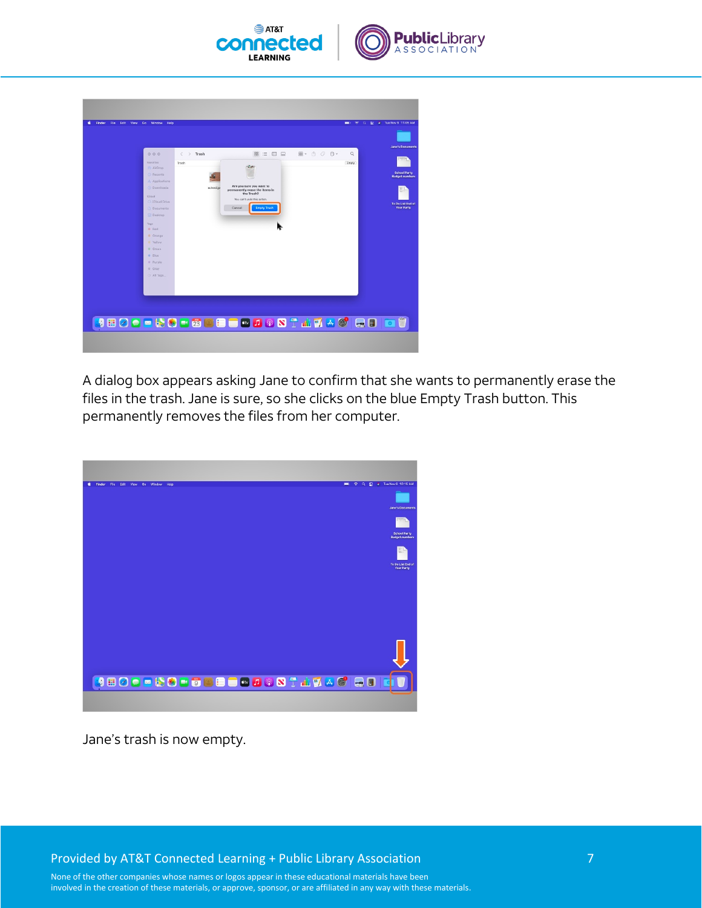A dialog box appears asking Jane to confirm that she wants to permanently erase the files in the trash. Jane is sure, so she clicks on the blue Empty Trash button. This permanently removes the files from her computer.

Jane's trash is now empty.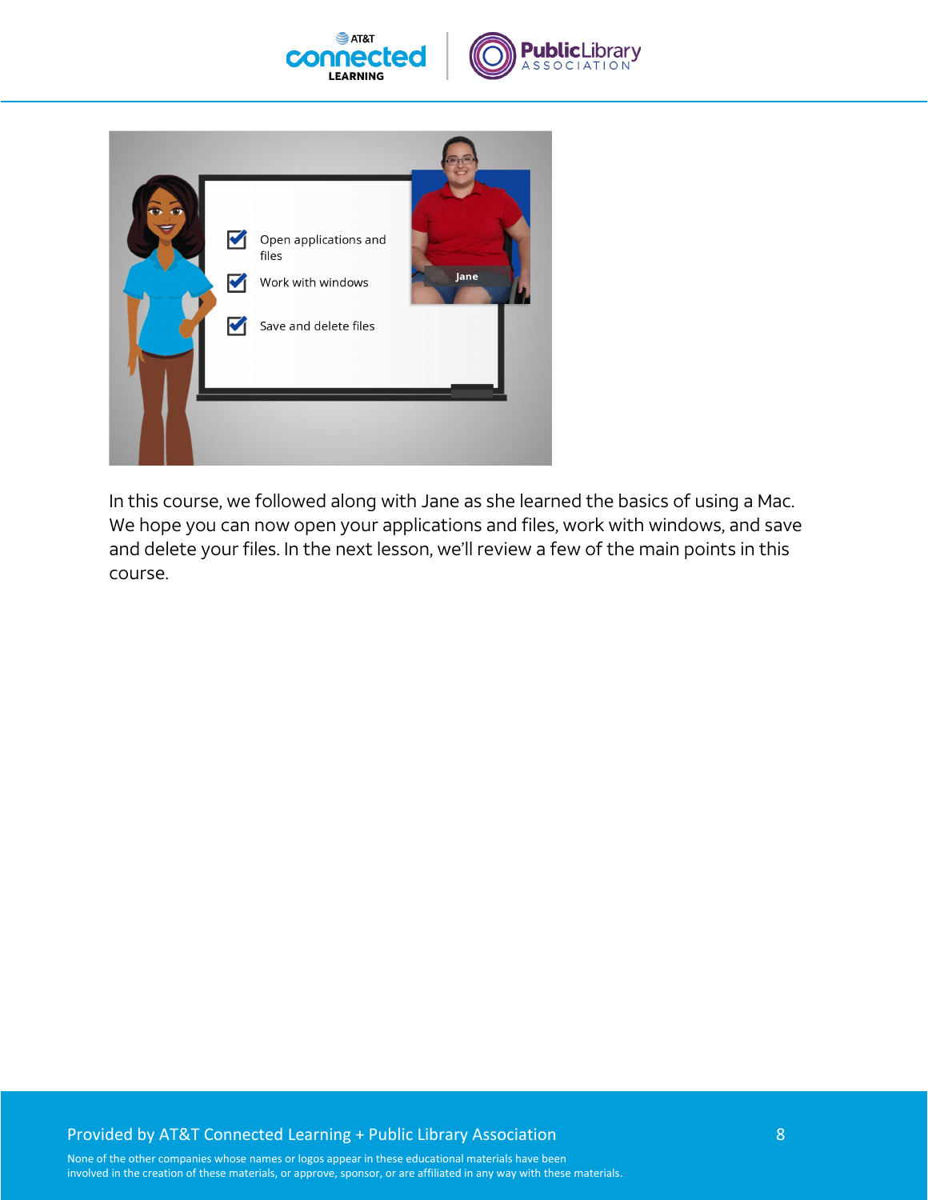In this course, we followed along with Jane as she learned the basics of using a Mac. We hope you can now open your applications and files, work with windows, and save and delete your files. In the next lesson, we'll review a few of the main points in this course.